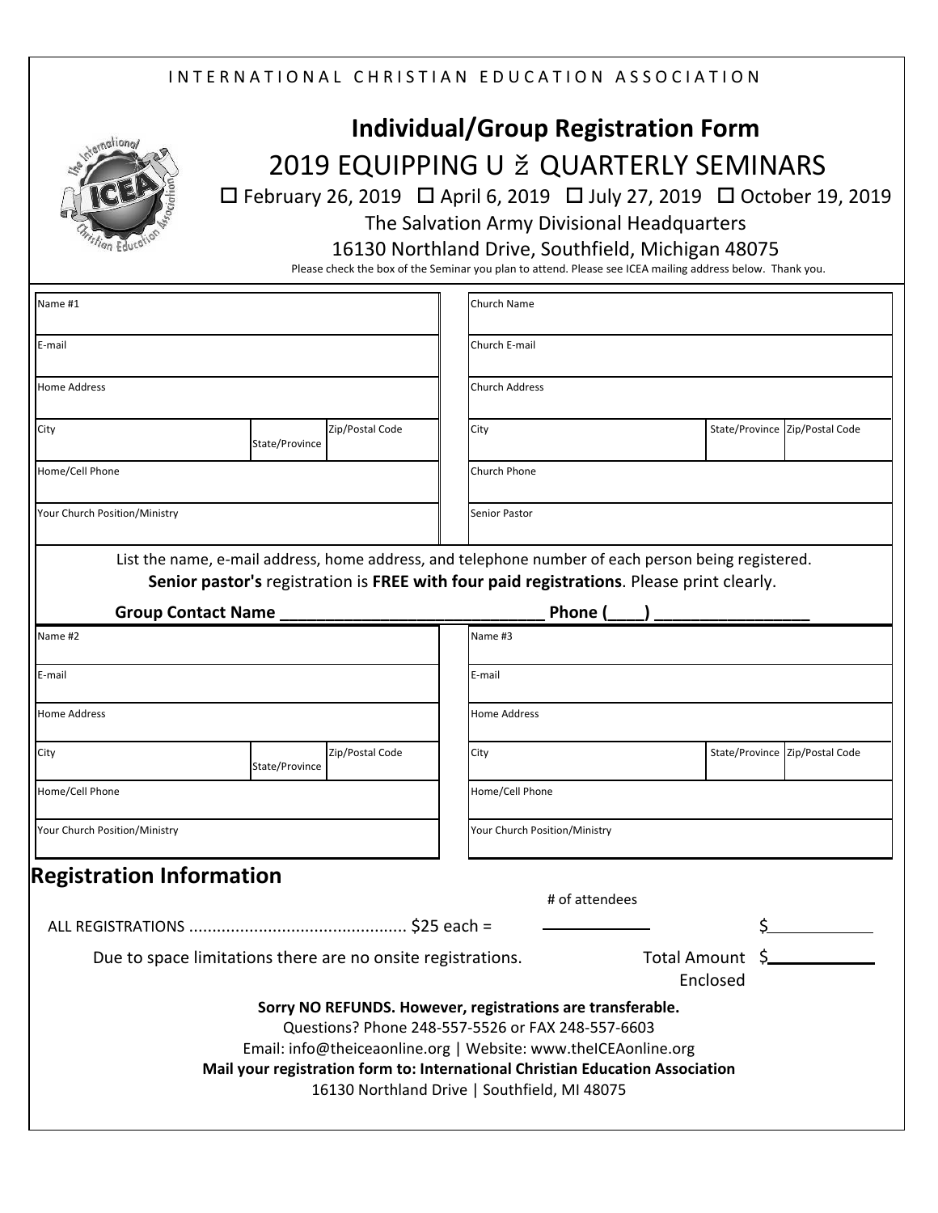INTERNATIONAL CHRISTIAN EDUCATION ASSOCIATION

# Individual/Group Registration Form

## 2019 EQUIPPING U ž QUARTERLY SEMINARS

☐ February 26, 2019 ☐ April 6, 2019 ☐ July 27, 2019 ☐ October 19, 2019

The Salvation Army Divisional Headquarters

16130 Northland Drive, Southfield, Michigan 48075

Please check the box of the Seminar you plan to attend. Please see ICEA mailing address below. Thank you.

| Name #1 | | | Church Name | | |
|---|---|---|---|---|---|
| E-mail | | | Church E-mail | | |
| Home Address | | | Church Address | | |
| City | State/Province | Zip/Postal Code | City | State/Province | Zip/Postal Code |
| Home/Cell Phone | | | Church Phone | | |
| Your Church Position/Ministry | | | Senior Pastor | | |

List the name, e-mail address, home address, and telephone number of each person being registered.
**Senior pastor's** registration is **FREE with four paid registrations**. Please print clearly.

**Group Contact Name** ____________________________ **Phone (____)** ________________

| Name #2 | | | Name #3 | | |
|---|---|---|---|---|---|
| E-mail | | | E-mail | | |
| Home Address | | | Home Address | | |
| City | State/Province | Zip/Postal Code | City | State/Province | Zip/Postal Code |
| Home/Cell Phone | | | Home/Cell Phone | | |
| Your Church Position/Ministry | | | Your Church Position/Ministry | | |

## Registration Information

ALL REGISTRATIONS .............................................. $25 each = ____________ # of attendees $____________

Due to space limitations there are no onsite registrations.

Total Amount Enclosed $____________

**Sorry NO REFUNDS. However, registrations are transferable.**

Questions? Phone 248-557-5526 or FAX 248-557-6603

Email: info@theiceaonline.org | Website: www.theICEAonline.org

**Mail your registration form to: International Christian Education Association**

16130 Northland Drive | Southfield, MI 48075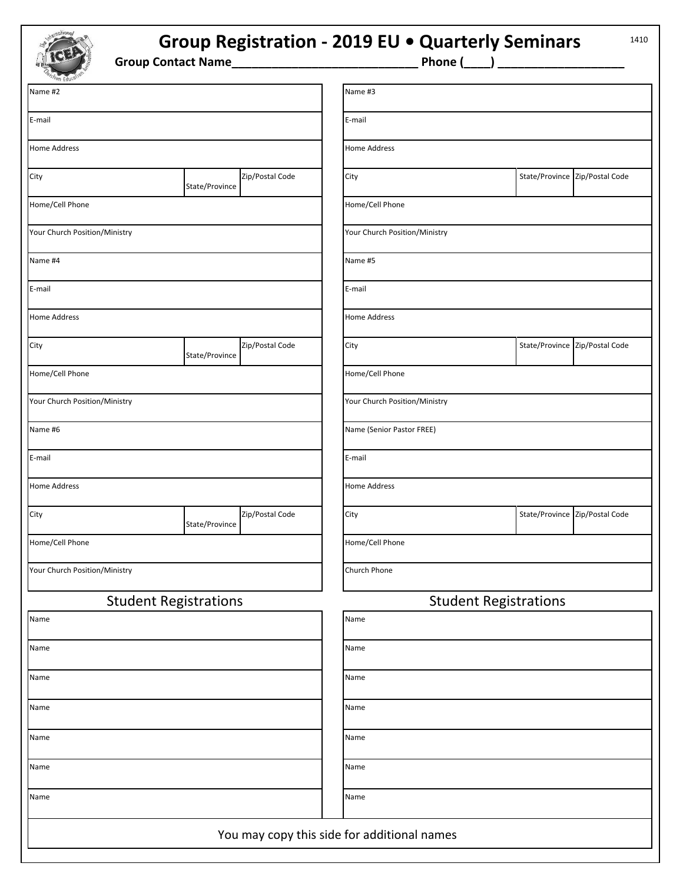# Group Registration - 2019 EU • Quarterly Seminars

**Group Contact Name___________________________ Phone (____) ___________________**

| | | |
|---|---|---|
| Name #2 | | |
| E-mail | | |
| Home Address | | |
| City | State/Province | Zip/Postal Code |
| Home/Cell Phone | | |
| Your Church Position/Ministry | | |
| Name #4 | | |
| E-mail | | |
| Home Address | | |
| City | State/Province | Zip/Postal Code |
| Home/Cell Phone | | |
| Your Church Position/Ministry | | |
| Name #6 | | |
| E-mail | | |
| Home Address | | |
| City | State/Province | Zip/Postal Code |
| Home/Cell Phone | | |
| Your Church Position/Ministry | | |

| | | |
|---|---|---|
| Name #3 | | |
| E-mail | | |
| Home Address | | |
| City | State/Province | Zip/Postal Code |
| Home/Cell Phone | | |
| Your Church Position/Ministry | | |
| Name #5 | | |
| E-mail | | |
| Home Address | | |
| City | State/Province | Zip/Postal Code |
| Home/Cell Phone | | |
| Your Church Position/Ministry | | |
| Name (Senior Pastor FREE) | | |
| E-mail | | |
| Home Address | | |
| City | State/Province | Zip/Postal Code |
| Home/Cell Phone | | |
| Church Phone | | |

## Student Registrations

| |
|---|
| Name |
| Name |
| Name |
| Name |
| Name |
| Name |
| Name |

## Student Registrations

| |
|---|
| Name |
| Name |
| Name |
| Name |
| Name |
| Name |
| Name |

You may copy this side for additional names